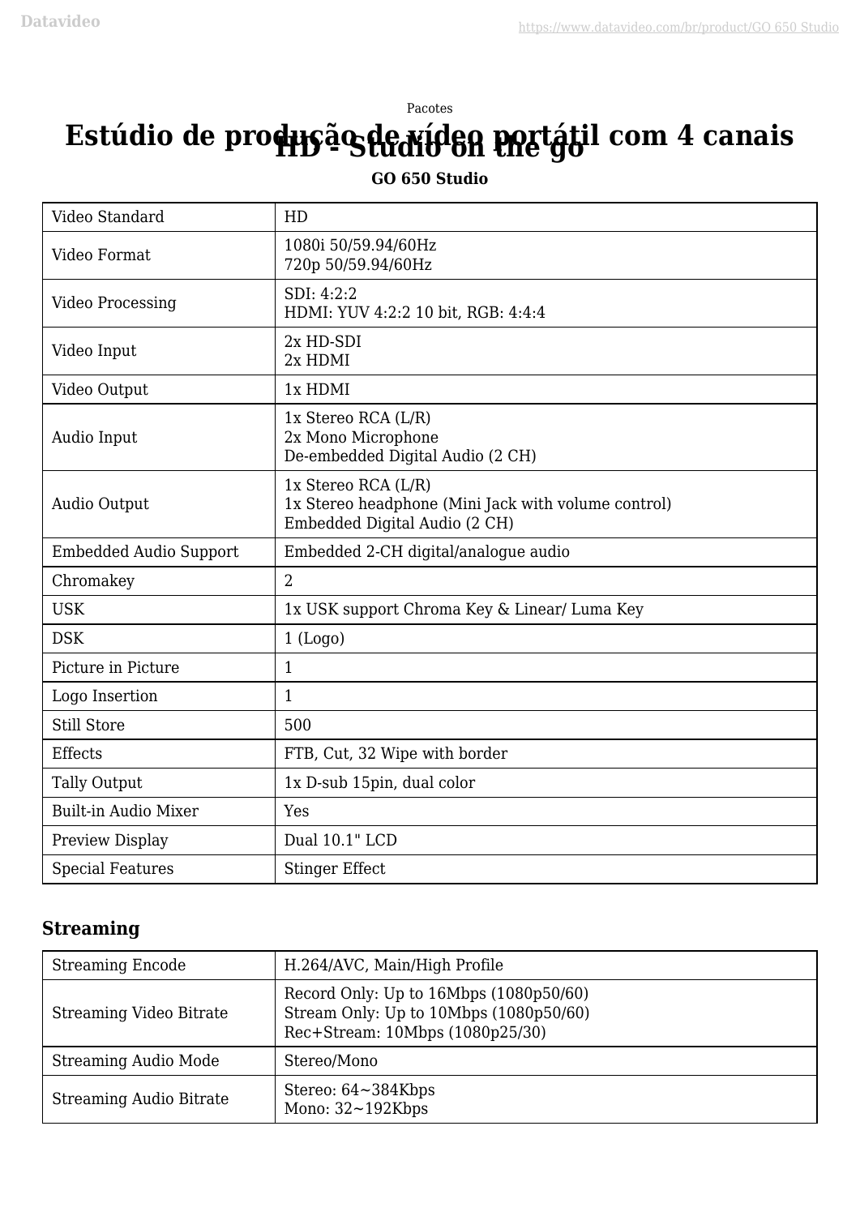Pacotes

# Estúdio de produção de vídeo portátil com 4 canais HD - Studio on the go

**GO 650 Studio**

| | |
|---|---|
| Video Standard | HD |
| Video Format | 1080i 50/59.94/60Hz<br>720p 50/59.94/60Hz |
| Video Processing | SDI: 4:2:2<br>HDMI: YUV 4:2:2 10 bit, RGB: 4:4:4 |
| Video Input | 2x HD-SDI<br>2x HDMI |
| Video Output | 1x HDMI |
| Audio Input | 1x Stereo RCA (L/R)<br>2x Mono Microphone<br>De-embedded Digital Audio (2 CH) |
| Audio Output | 1x Stereo RCA (L/R)<br>1x Stereo headphone (Mini Jack with volume control)<br>Embedded Digital Audio (2 CH) |
| Embedded Audio Support | Embedded 2-CH digital/analogue audio |
| Chromakey | 2 |
| USK | 1x USK support Chroma Key & Linear/ Luma Key |
| DSK | 1 (Logo) |
| Picture in Picture | 1 |
| Logo Insertion | 1 |
| Still Store | 500 |
| Effects | FTB, Cut, 32 Wipe with border |
| Tally Output | 1x D-sub 15pin, dual color |
| Built-in Audio Mixer | Yes |
| Preview Display | Dual 10.1" LCD |
| Special Features | Stinger Effect |

### Streaming

| | |
|---|---|
| Streaming Encode | H.264/AVC, Main/High Profile |
| Streaming Video Bitrate | Record Only: Up to 16Mbps (1080p50/60)<br>Stream Only: Up to 10Mbps (1080p50/60)<br>Rec+Stream: 10Mbps (1080p25/30) |
| Streaming Audio Mode | Stereo/Mono |
| Streaming Audio Bitrate | Stereo: 64~384Kbps<br>Mono: 32~192Kbps |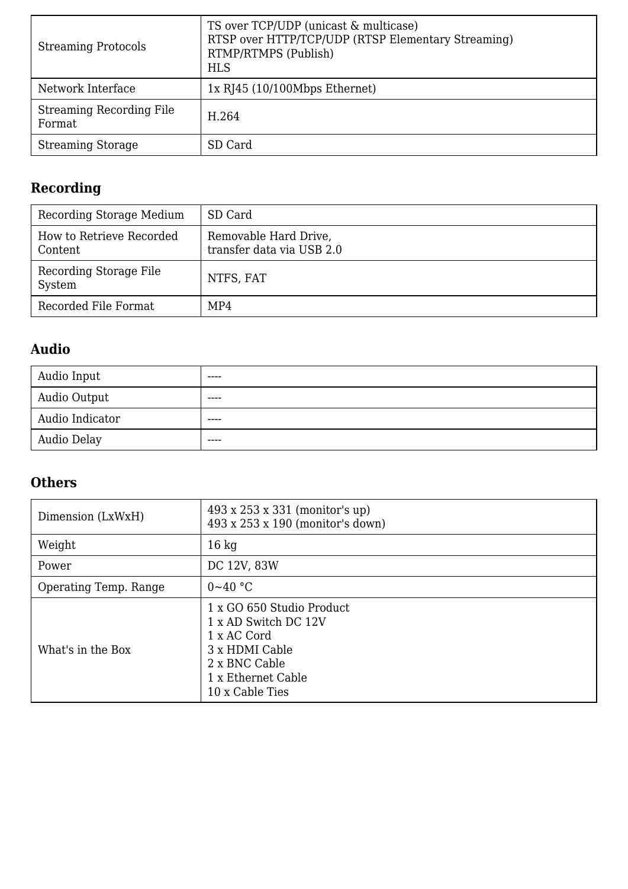| | |
|---|---|
| Streaming Protocols | TS over TCP/UDP (unicast & multicase)<br>RTSP over HTTP/TCP/UDP (RTSP Elementary Streaming)<br>RTMP/RTMPS (Publish)<br>HLS |
| Network Interface | 1x RJ45 (10/100Mbps Ethernet) |
| Streaming Recording File Format | H.264 |
| Streaming Storage | SD Card |

## Recording

| | |
|---|---|
| Recording Storage Medium | SD Card |
| How to Retrieve Recorded Content | Removable Hard Drive,<br>transfer data via USB 2.0 |
| Recording Storage File System | NTFS, FAT |
| Recorded File Format | MP4 |

## Audio

| | |
|---|---|
| Audio Input | ---- |
| Audio Output | ---- |
| Audio Indicator | ---- |
| Audio Delay | ---- |

## Others

| | |
|---|---|
| Dimension (LxWxH) | 493 x 253 x 331 (monitor's up)<br>493 x 253 x 190 (monitor's down) |
| Weight | 16 kg |
| Power | DC 12V, 83W |
| Operating Temp. Range | 0~40 °C |
| What's in the Box | 1 x GO 650 Studio Product<br>1 x AD Switch DC 12V<br>1 x AC Cord<br>3 x HDMI Cable<br>2 x BNC Cable<br>1 x Ethernet Cable<br>10 x Cable Ties |